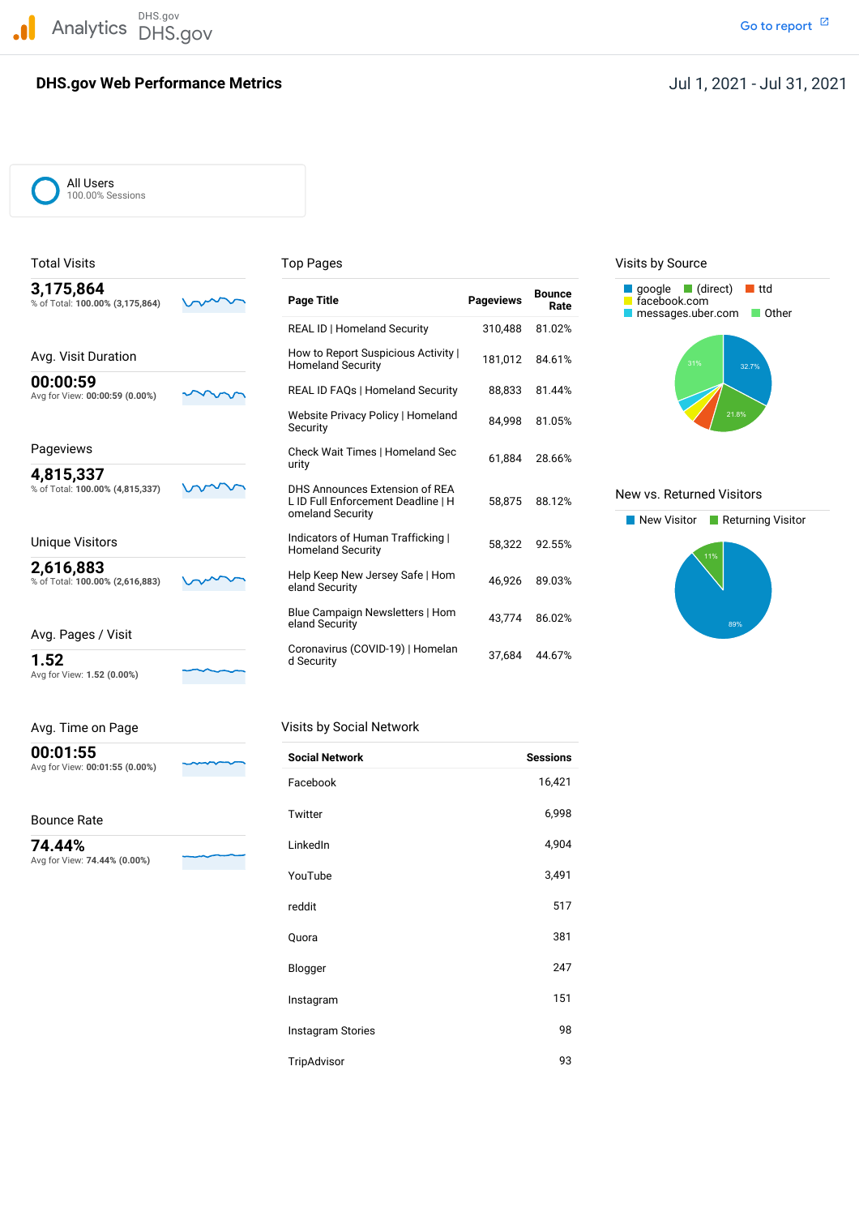Analytics DHS.gov

DHS.gov

Go to report

# DHS.gov Web Performance Metrics

Jul 1, 2021 - Jul 31, 2021

All Users
100.00% Sessions

## Total Visits

**3,175,864**
% of Total: **100.00% (3,175,864)**

## Avg. Visit Duration

**00:00:59**
Avg for View: **00:00:59 (0.00%)**

## Pageviews

**4,815,337**
% of Total: **100.00% (4,815,337)**

## Unique Visitors

**2,616,883**
% of Total: **100.00% (2,616,883)**

## Avg. Pages / Visit

**1.52**
Avg for View: **1.52 (0.00%)**

## Avg. Time on Page

**00:01:55**
Avg for View: **00:01:55 (0.00%)**

## Bounce Rate

**74.44%**
Avg for View: **74.44% (0.00%)**

## Top Pages

| Page Title | Pageviews | Bounce Rate |
|---|---|---|
| REAL ID \| Homeland Security | 310,488 | 81.02% |
| How to Report Suspicious Activity \| Homeland Security | 181,012 | 84.61% |
| REAL ID FAQs \| Homeland Security | 88,833 | 81.44% |
| Website Privacy Policy \| Homeland Security | 84,998 | 81.05% |
| Check Wait Times \| Homeland Security | 61,884 | 28.66% |
| DHS Announces Extension of REAL ID Full Enforcement Deadline \| Homeland Security | 58,875 | 88.12% |
| Indicators of Human Trafficking \| Homeland Security | 58,322 | 92.55% |
| Help Keep New Jersey Safe \| Homeland Security | 46,926 | 89.03% |
| Blue Campaign Newsletters \| Homeland Security | 43,774 | 86.02% |
| Coronavirus (COVID-19) \| Homeland Security | 37,684 | 44.67% |

## Visits by Social Network

| Social Network | Sessions |
|---|---|
| Facebook | 16,421 |
| Twitter | 6,998 |
| LinkedIn | 4,904 |
| YouTube | 3,491 |
| reddit | 517 |
| Quora | 381 |
| Blogger | 247 |
| Instagram | 151 |
| Instagram Stories | 98 |
| TripAdvisor | 93 |

## Visits by Source

google, (direct), ttd, facebook.com, messages.uber.com, Other

google: 32.7%; (direct): 21.8%; Other: 31%

## New vs. Returned Visitors

New Visitor, Returning Visitor

New Visitor: 89%; Returning Visitor: 11%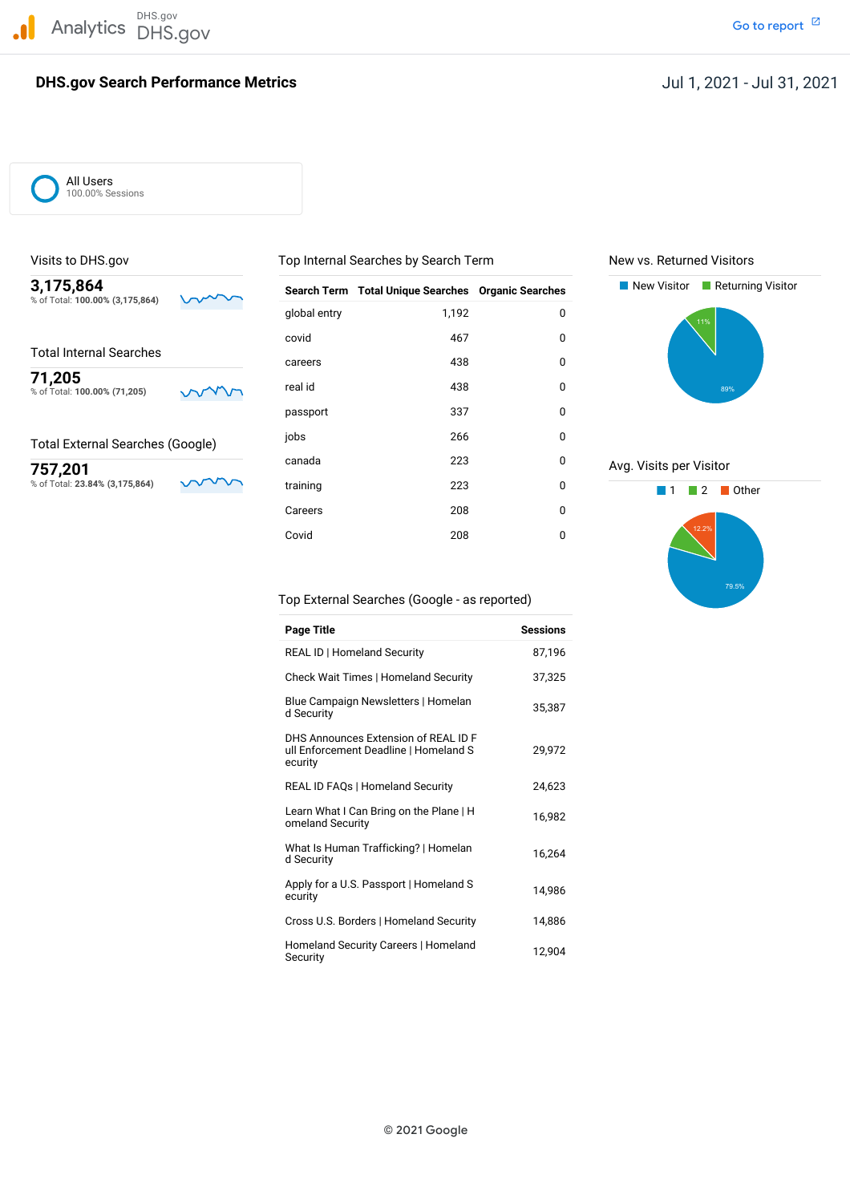Analytics DHS.gov DHS.gov

Go to report

# DHS.gov Search Performance Metrics

Jul 1, 2021 - Jul 31, 2021

All Users
100.00% Sessions

## Visits to DHS.gov

**3,175,864**
% of Total: **100.00% (3,175,864)**

## Total Internal Searches

**71,205**
% of Total: **100.00% (71,205)**

## Total External Searches (Google)

**757,201**
% of Total: **23.84% (3,175,864)**

## Top Internal Searches by Search Term

| Search Term | Total Unique Searches | Organic Searches |
|---|---|---|
| global entry | 1,192 | 0 |
| covid | 467 | 0 |
| careers | 438 | 0 |
| real id | 438 | 0 |
| passport | 337 | 0 |
| jobs | 266 | 0 |
| canada | 223 | 0 |
| training | 223 | 0 |
| Careers | 208 | 0 |
| Covid | 208 | 0 |

## Top External Searches (Google - as reported)

| Page Title | Sessions |
|---|---|
| REAL ID \| Homeland Security | 87,196 |
| Check Wait Times \| Homeland Security | 37,325 |
| Blue Campaign Newsletters \| Homeland Security | 35,387 |
| DHS Announces Extension of REAL ID Full Enforcement Deadline \| Homeland Security | 29,972 |
| REAL ID FAQs \| Homeland Security | 24,623 |
| Learn What I Can Bring on the Plane \| Homeland Security | 16,982 |
| What Is Human Trafficking? \| Homeland Security | 16,264 |
| Apply for a U.S. Passport \| Homeland Security | 14,986 |
| Cross U.S. Borders \| Homeland Security | 14,886 |
| Homeland Security Careers \| Homeland Security | 12,904 |

## New vs. Returned Visitors

New Visitor | Returning Visitor

- New Visitor: 89%
- Returning Visitor: 11%

## Avg. Visits per Visitor

1 | 2 | Other

- 1: 79.5%
- Other: 12.2%

© 2021 Google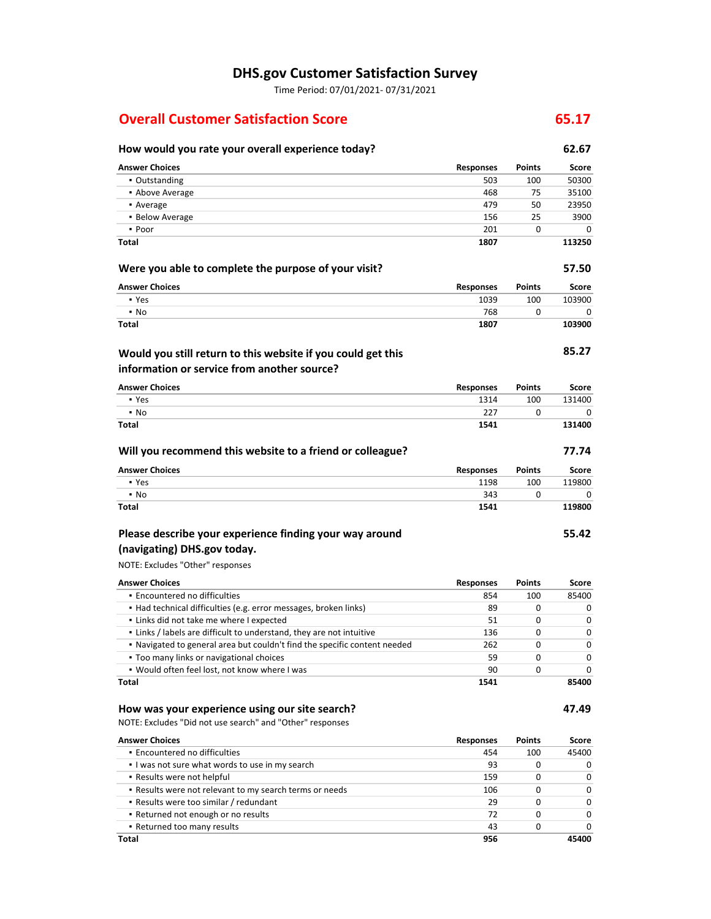# DHS.gov Customer Satisfaction Survey

Time Period: 07/01/2021- 07/31/2021

## Overall Customer Satisfaction Score 65.17

### How would you rate your overall experience today? 62.67

| Answer Choices | Responses | Points | Score |
|---|---|---|---|
| ▪ Outstanding | 503 | 100 | 50300 |
| ▪ Above Average | 468 | 75 | 35100 |
| ▪ Average | 479 | 50 | 23950 |
| ▪ Below Average | 156 | 25 | 3900 |
| ▪ Poor | 201 | 0 | 0 |
| **Total** | **1807** | | **113250** |

### Were you able to complete the purpose of your visit? 57.50

| Answer Choices | Responses | Points | Score |
|---|---|---|---|
| ▪ Yes | 1039 | 100 | 103900 |
| ▪ No | 768 | 0 | 0 |
| **Total** | **1807** | | **103900** |

### Would you still return to this website if you could get this information or service from another source? 85.27

| Answer Choices | Responses | Points | Score |
|---|---|---|---|
| ▪ Yes | 1314 | 100 | 131400 |
| ▪ No | 227 | 0 | 0 |
| **Total** | **1541** | | **131400** |

### Will you recommend this website to a friend or colleague? 77.74

| Answer Choices | Responses | Points | Score |
|---|---|---|---|
| ▪ Yes | 1198 | 100 | 119800 |
| ▪ No | 343 | 0 | 0 |
| **Total** | **1541** | | **119800** |

### Please describe your experience finding your way around (navigating) DHS.gov today. 55.42

NOTE: Excludes "Other" responses

| Answer Choices | Responses | Points | Score |
|---|---|---|---|
| ▪ Encountered no difficulties | 854 | 100 | 85400 |
| ▪ Had technical difficulties (e.g. error messages, broken links) | 89 | 0 | 0 |
| ▪ Links did not take me where I expected | 51 | 0 | 0 |
| ▪ Links / labels are difficult to understand, they are not intuitive | 136 | 0 | 0 |
| ▪ Navigated to general area but couldn't find the specific content needed | 262 | 0 | 0 |
| ▪ Too many links or navigational choices | 59 | 0 | 0 |
| ▪ Would often feel lost, not know where I was | 90 | 0 | 0 |
| **Total** | **1541** | | **85400** |

### How was your experience using our site search? 47.49

NOTE: Excludes "Did not use search" and "Other" responses

| Answer Choices | Responses | Points | Score |
|---|---|---|---|
| ▪ Encountered no difficulties | 454 | 100 | 45400 |
| ▪ I was not sure what words to use in my search | 93 | 0 | 0 |
| ▪ Results were not helpful | 159 | 0 | 0 |
| ▪ Results were not relevant to my search terms or needs | 106 | 0 | 0 |
| ▪ Results were too similar / redundant | 29 | 0 | 0 |
| ▪ Returned not enough or no results | 72 | 0 | 0 |
| ▪ Returned too many results | 43 | 0 | 0 |
| **Total** | **956** | | **45400** |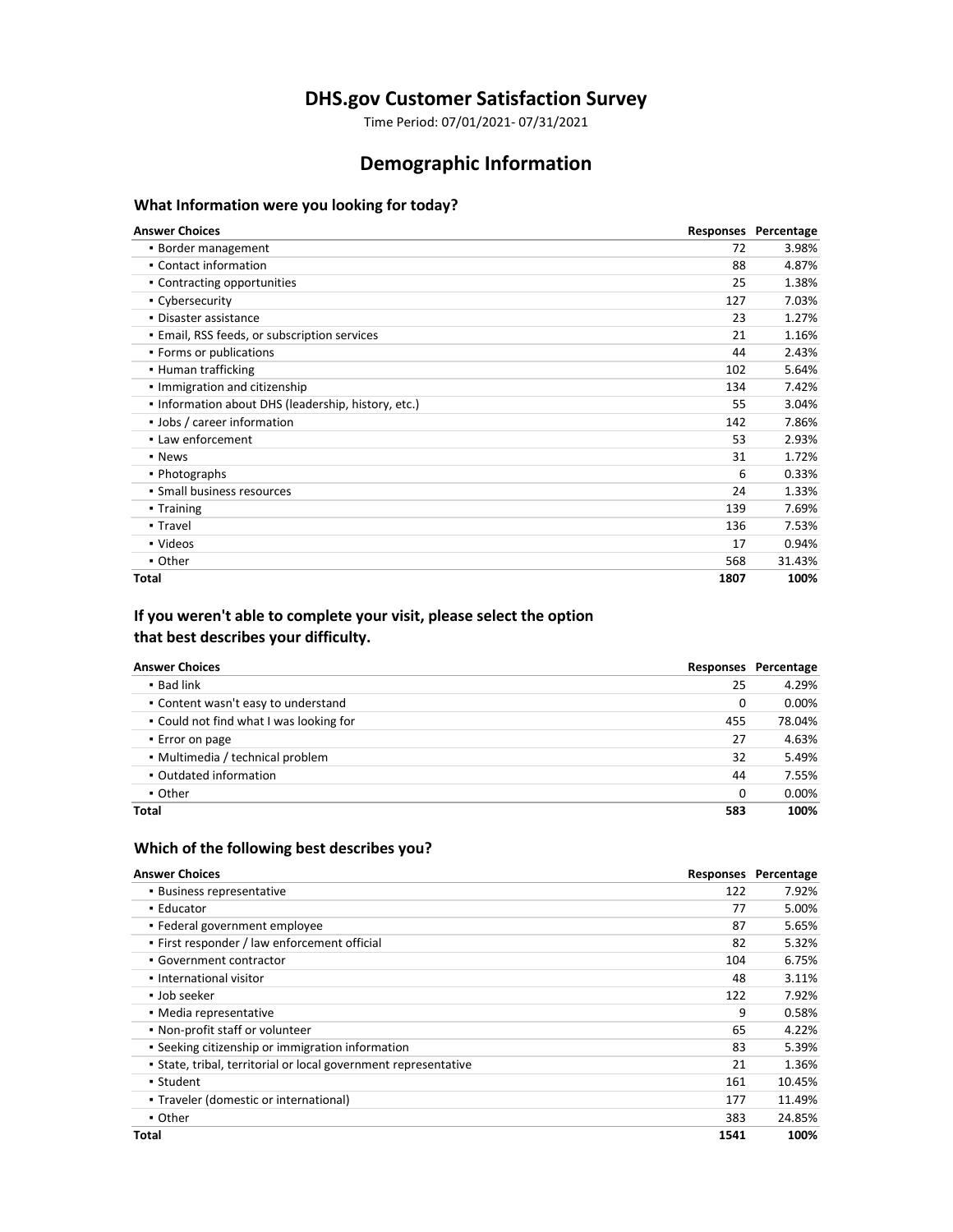# DHS.gov Customer Satisfaction Survey

Time Period: 07/01/2021- 07/31/2021

## Demographic Information

### What Information were you looking for today?

| Answer Choices | Responses | Percentage |
|---|---|---|
| ▪ Border management | 72 | 3.98% |
| ▪ Contact information | 88 | 4.87% |
| ▪ Contracting opportunities | 25 | 1.38% |
| ▪ Cybersecurity | 127 | 7.03% |
| ▪ Disaster assistance | 23 | 1.27% |
| ▪ Email, RSS feeds, or subscription services | 21 | 1.16% |
| ▪ Forms or publications | 44 | 2.43% |
| ▪ Human trafficking | 102 | 5.64% |
| ▪ Immigration and citizenship | 134 | 7.42% |
| ▪ Information about DHS (leadership, history, etc.) | 55 | 3.04% |
| ▪ Jobs / career information | 142 | 7.86% |
| ▪ Law enforcement | 53 | 2.93% |
| ▪ News | 31 | 1.72% |
| ▪ Photographs | 6 | 0.33% |
| ▪ Small business resources | 24 | 1.33% |
| ▪ Training | 139 | 7.69% |
| ▪ Travel | 136 | 7.53% |
| ▪ Videos | 17 | 0.94% |
| ▪ Other | 568 | 31.43% |
| **Total** | **1807** | **100%** |

### If you weren't able to complete your visit, please select the option that best describes your difficulty.

| Answer Choices | Responses | Percentage |
|---|---|---|
| ▪ Bad link | 25 | 4.29% |
| ▪ Content wasn't easy to understand | 0 | 0.00% |
| ▪ Could not find what I was looking for | 455 | 78.04% |
| ▪ Error on page | 27 | 4.63% |
| ▪ Multimedia / technical problem | 32 | 5.49% |
| ▪ Outdated information | 44 | 7.55% |
| ▪ Other | 0 | 0.00% |
| **Total** | **583** | **100%** |

### Which of the following best describes you?

| Answer Choices | Responses | Percentage |
|---|---|---|
| ▪ Business representative | 122 | 7.92% |
| ▪ Educator | 77 | 5.00% |
| ▪ Federal government employee | 87 | 5.65% |
| ▪ First responder / law enforcement official | 82 | 5.32% |
| ▪ Government contractor | 104 | 6.75% |
| ▪ International visitor | 48 | 3.11% |
| ▪ Job seeker | 122 | 7.92% |
| ▪ Media representative | 9 | 0.58% |
| ▪ Non-profit staff or volunteer | 65 | 4.22% |
| ▪ Seeking citizenship or immigration information | 83 | 5.39% |
| ▪ State, tribal, territorial or local government representative | 21 | 1.36% |
| ▪ Student | 161 | 10.45% |
| ▪ Traveler (domestic or international) | 177 | 11.49% |
| ▪ Other | 383 | 24.85% |
| **Total** | **1541** | **100%** |